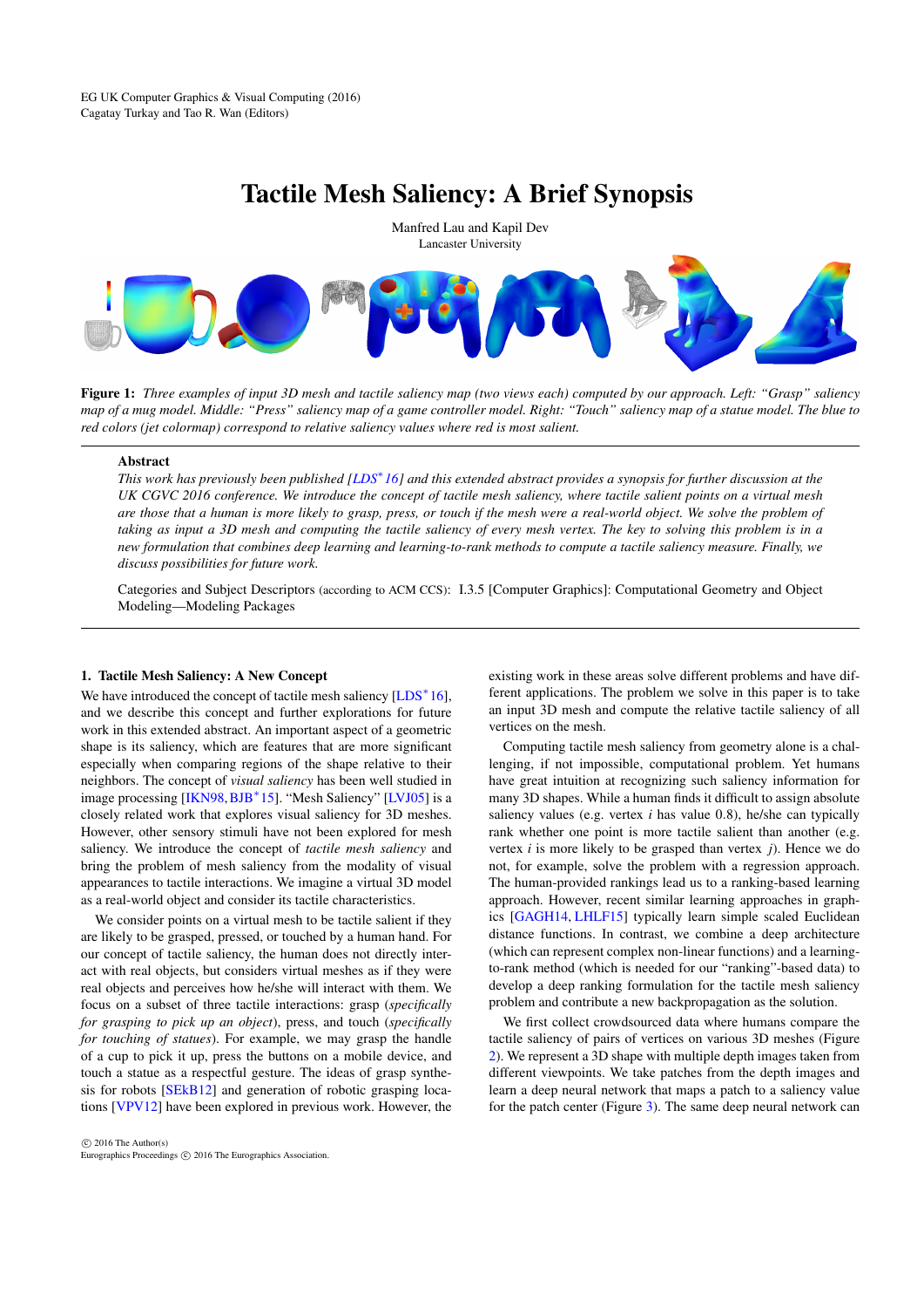# Tactile Mesh Saliency: A Brief Synopsis

Manfred Lau and Kapil Dev
Lancaster University

**Figure 1:** *Three examples of input 3D mesh and tactile saliency map (two views each) computed by our approach. Left: "Grasp" saliency map of a mug model. Middle: "Press" saliency map of a game controller model. Right: "Touch" saliency map of a statue model. The blue to red colors (jet colormap) correspond to relative saliency values where red is most salient.*

## Abstract

*This work has previously been published [LDS*16] and this extended abstract provides a synopsis for further discussion at the UK CGVC 2016 conference. We introduce the concept of tactile mesh saliency, where tactile salient points on a virtual mesh are those that a human is more likely to grasp, press, or touch if the mesh were a real-world object. We solve the problem of taking as input a 3D mesh and computing the tactile saliency of every mesh vertex. The key to solving this problem is in a new formulation that combines deep learning and learning-to-rank methods to compute a tactile saliency measure. Finally, we discuss possibilities for future work.*

Categories and Subject Descriptors (according to ACM CCS): I.3.5 [Computer Graphics]: Computational Geometry and Object Modeling—Modeling Packages

## 1. Tactile Mesh Saliency: A New Concept

We have introduced the concept of tactile mesh saliency [LDS*16], and we describe this concept and further explorations for future work in this extended abstract. An important aspect of a geometric shape is its saliency, which are features that are more significant especially when comparing regions of the shape relative to their neighbors. The concept of *visual saliency* has been well studied in image processing [IKN98, BJB*15]. "Mesh Saliency" [LVJ05] is a closely related work that explores visual saliency for 3D meshes. However, other sensory stimuli have not been explored for mesh saliency. We introduce the concept of *tactile mesh saliency* and bring the problem of mesh saliency from the modality of visual appearances to tactile interactions. We imagine a virtual 3D model as a real-world object and consider its tactile characteristics.

We consider points on a virtual mesh to be tactile salient if they are likely to be grasped, pressed, or touched by a human hand. For our concept of tactile saliency, the human does not directly interact with real objects, but considers virtual meshes as if they were real objects and perceives how he/she will interact with them. We focus on a subset of three tactile interactions: grasp (*specifically for grasping to pick up an object*), press, and touch (*specifically for touching of statues*). For example, we may grasp the handle of a cup to pick it up, press the buttons on a mobile device, and touch a statue as a respectful gesture. The ideas of grasp synthesis for robots [SEkB12] and generation of robotic grasping locations [VPV12] have been explored in previous work. However, the existing work in these areas solve different problems and have different applications. The problem we solve in this paper is to take an input 3D mesh and compute the relative tactile saliency of all vertices on the mesh.

Computing tactile mesh saliency from geometry alone is a challenging, if not impossible, computational problem. Yet humans have great intuition at recognizing such saliency information for many 3D shapes. While a human finds it difficult to assign absolute saliency values (e.g. vertex $i$ has value 0.8), he/she can typically rank whether one point is more tactile salient than another (e.g. vertex $i$ is more likely to be grasped than vertex $j$). Hence we do not, for example, solve the problem with a regression approach. The human-provided rankings lead us to a ranking-based learning approach. However, recent similar learning approaches in graphics [GAGH14, LHLF15] typically learn simple scaled Euclidean distance functions. In contrast, we combine a deep architecture (which can represent complex non-linear functions) and a learning-to-rank method (which is needed for our "ranking"-based data) to develop a deep ranking formulation for the tactile mesh saliency problem and contribute a new backpropagation as the solution.

We first collect crowdsourced data where humans compare the tactile saliency of pairs of vertices on various 3D meshes (Figure 2). We represent a 3D shape with multiple depth images taken from different viewpoints. We take patches from the depth images and learn a deep neural network that maps a patch to a saliency value for the patch center (Figure 3). The same deep neural network can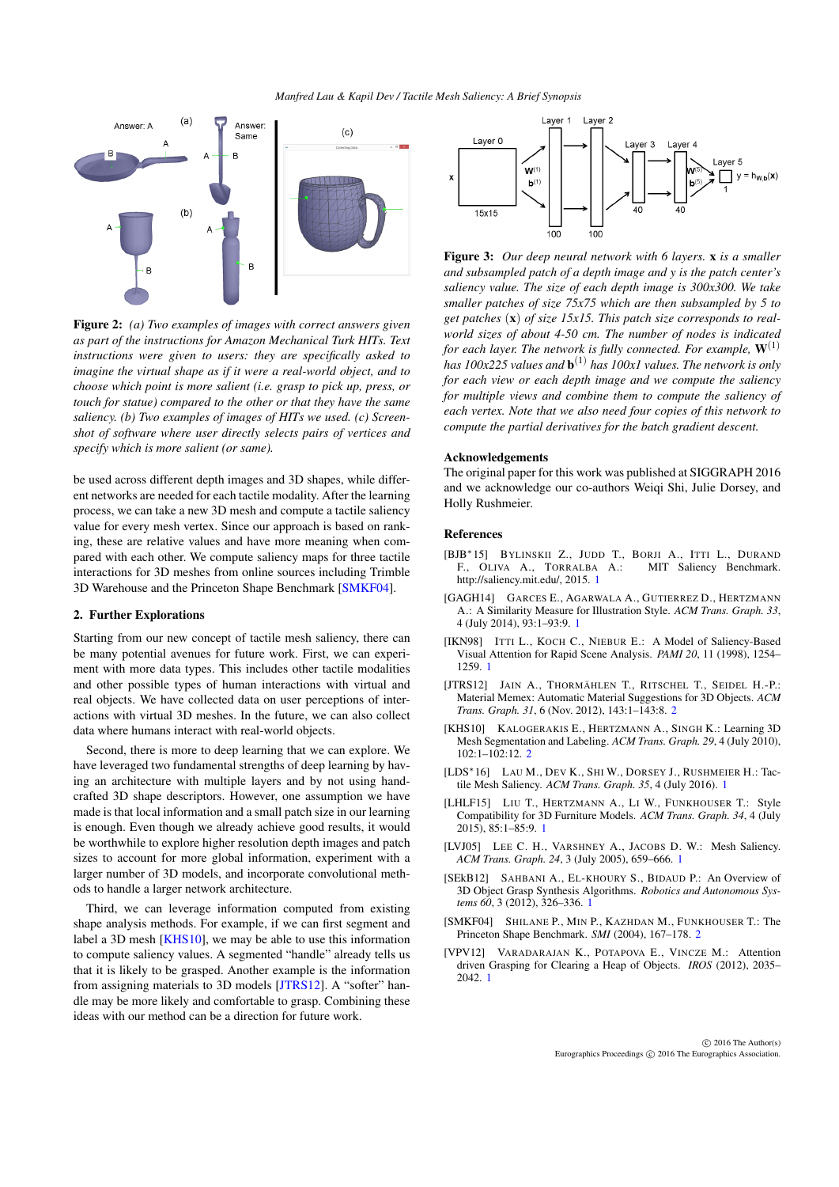Answer: A

(a)

Answer: Same

(c)

(b)

**Figure 2:** *(a) Two examples of images with correct answers given as part of the instructions for Amazon Mechanical Turk HITs. Text instructions were given to users: they are specifically asked to imagine the virtual shape as if it were a real-world object, and to choose which point is more salient (i.e. grasp to pick up, press, or touch for statue) compared to the other or that they have the same saliency. (b) Two examples of images of HITs we used. (c) Screenshot of software where user directly selects pairs of vertices and specify which is more salient (or same).*

be used across different depth images and 3D shapes, while different networks are needed for each tactile modality. After the learning process, we can take a new 3D mesh and compute a tactile saliency value for every mesh vertex. Since our approach is based on ranking, these are relative values and have more meaning when compared with each other. We compute saliency maps for three tactile interactions for 3D meshes from online sources including Trimble 3D Warehouse and the Princeton Shape Benchmark [SMKF04].

## 2. Further Explorations

Starting from our new concept of tactile mesh saliency, there can be many potential avenues for future work. First, we can experiment with more data types. This includes other tactile modalities and other possible types of human interactions with virtual and real objects. We have collected data on user perceptions of interactions with virtual 3D meshes. In the future, we can also collect data where humans interact with real-world objects.

Second, there is more to deep learning that we can explore. We have leveraged two fundamental strengths of deep learning by having an architecture with multiple layers and by not using handcrafted 3D shape descriptors. However, one assumption we have made is that local information and a small patch size in our learning is enough. Even though we already achieve good results, it would be worthwhile to explore higher resolution depth images and patch sizes to account for more global information, experiment with a larger number of 3D models, and incorporate convolutional methods to handle a larger network architecture.

Third, we can leverage information computed from existing shape analysis methods. For example, if we can first segment and label a 3D mesh [KHS10], we may be able to use this information to compute saliency values. A segmented "handle" already tells us that it is likely to be grasped. Another example is the information from assigning materials to 3D models [JTRS12]. A "softer" handle may be more likely and comfortable to grasp. Combining these ideas with our method can be a direction for future work.

Layer 0, Layer 1, Layer 2, Layer 3, Layer 4, Layer 5

x, 15x15, $W^{(1)}$, $b^{(1)}$, 100, 100, 40, 40, $W^{(5)}$, $b^{(5)}$, $y = h_{W,b}(x)$, 1

**Figure 3:** *Our deep neural network with 6 layers.* **x** *is a smaller and subsampled patch of a depth image and y is the patch center's saliency value. The size of each depth image is 300x300. We take smaller patches of size 75x75 which are then subsampled by 5 to get patches* (**x**) *of size 15x15. This patch size corresponds to real-world sizes of about 4-50 cm. The number of nodes is indicated for each layer. The network is fully connected. For example,* $\mathbf{W}^{(1)}$ *has 100x225 values and* $\mathbf{b}^{(1)}$ *has 100x1 values. The network is only for each view or each depth image and we compute the saliency for multiple views and combine them to compute the saliency of each vertex. Note that we also need four copies of this network to compute the partial derivatives for the batch gradient descent.*

## Acknowledgements

The original paper for this work was published at SIGGRAPH 2016 and we acknowledge our co-authors Weiqi Shi, Julie Dorsey, and Holly Rushmeier.

## References

[BJB*15] BYLINSKII Z., JUDD T., BORJI A., ITTI L., DURAND F., OLIVA A., TORRALBA A.: MIT Saliency Benchmark. http://saliency.mit.edu/, 2015. 1

[GAGH14] GARCES E., AGARWALA A., GUTIERREZ D., HERTZMANN A.: A Similarity Measure for Illustration Style. *ACM Trans. Graph. 33*, 4 (July 2014), 93:1–93:9. 1

[IKN98] ITTI L., KOCH C., NIEBUR E.: A Model of Saliency-Based Visual Attention for Rapid Scene Analysis. *PAMI 20*, 11 (1998), 1254–1259. 1

[JTRS12] JAIN A., THORMÄHLEN T., RITSCHEL T., SEIDEL H.-P.: Material Memex: Automatic Material Suggestions for 3D Objects. *ACM Trans. Graph. 31*, 6 (Nov. 2012), 143:1–143:8. 2

[KHS10] KALOGERAKIS E., HERTZMANN A., SINGH K.: Learning 3D Mesh Segmentation and Labeling. *ACM Trans. Graph. 29*, 4 (July 2010), 102:1–102:12. 2

[LDS*16] LAU M., DEV K., SHI W., DORSEY J., RUSHMEIER H.: Tactile Mesh Saliency. *ACM Trans. Graph. 35*, 4 (July 2016). 1

[LHLF15] LIU T., HERTZMANN A., LI W., FUNKHOUSER T.: Style Compatibility for 3D Furniture Models. *ACM Trans. Graph. 34*, 4 (July 2015), 85:1–85:9. 1

[LVJ05] LEE C. H., VARSHNEY A., JACOBS D. W.: Mesh Saliency. *ACM Trans. Graph. 24*, 3 (July 2005), 659–666. 1

[SEkB12] SAHBANI A., EL-KHOURY S., BIDAUD P.: An Overview of 3D Object Grasp Synthesis Algorithms. *Robotics and Autonomous Systems 60*, 3 (2012), 326–336. 1

[SMKF04] SHILANE P., MIN P., KAZHDAN M., FUNKHOUSER T.: The Princeton Shape Benchmark. *SMI* (2004), 167–178. 2

[VPV12] VARADARAJAN K., POTAPOVA E., VINCZE M.: Attention driven Grasping for Clearing a Heap of Objects. *IROS* (2012), 2035–2042. 1